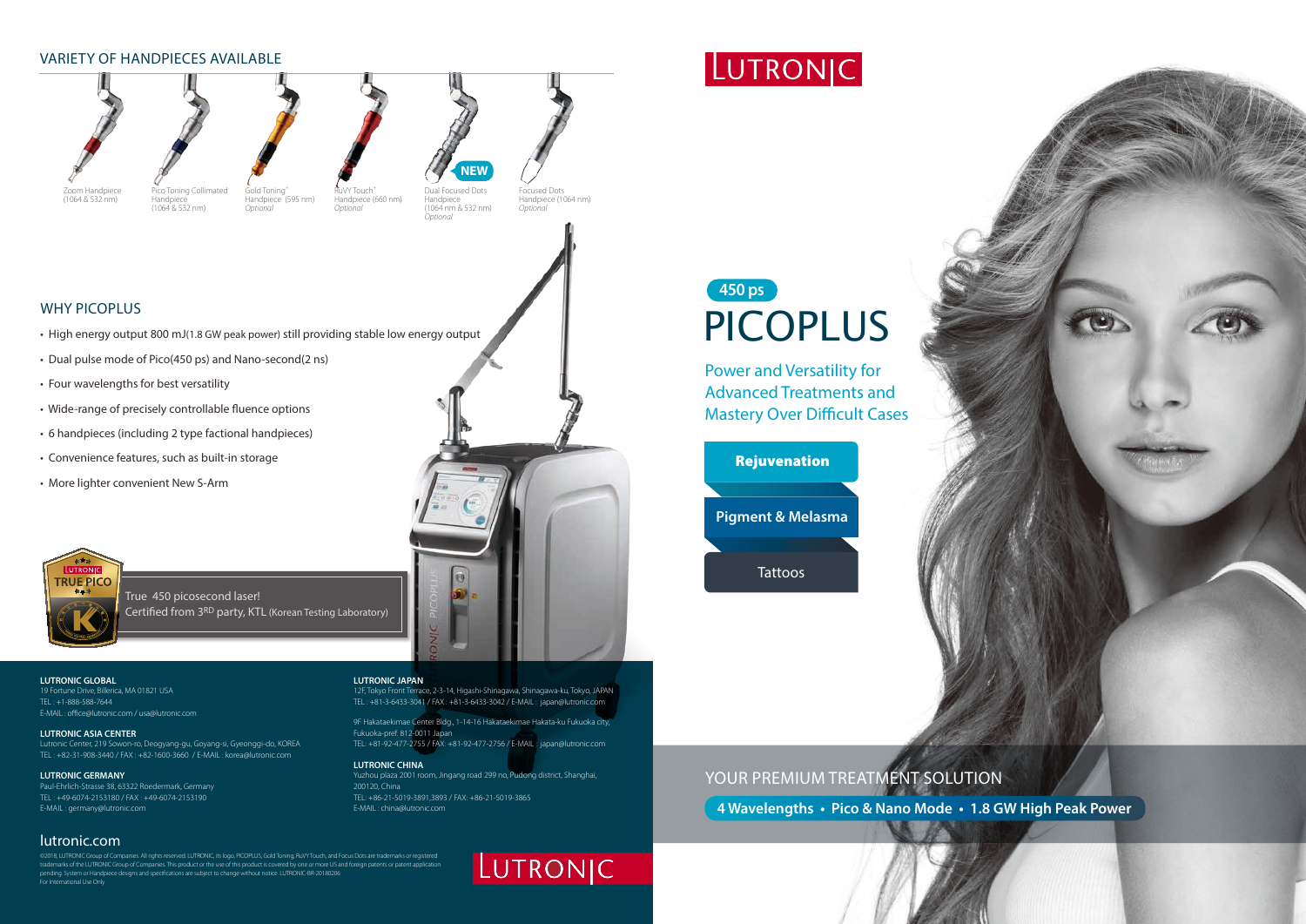## VARIETY OF HANDPIECES AVAILABLE

- Zoom Handpiece (1064 & 532 nm)
- Pico Toning Collimated Handpiece (1064 & 532 nm)
- Gold Toning® Handpiece (595 nm) *Optional*
- RuVY Touch® Handpiece (660 nm) *Optional*
- NEW Dual Focused Dots Handpiece (1064 nm & 532 nm) *Optional*
- Focused Dots Handpiece (1064 nm) *Optional*

## WHY PICOPLUS

- High energy output 800 mJ(1.8 GW peak power) still providing stable low energy output
- Dual pulse mode of Pico(450 ps) and Nano-second(2 ns)
- Four wavelengths for best versatility
- Wide-range of precisely controllable fluence options
- 6 handpieces (including 2 type factional handpieces)
- Convenience features, such as built-in storage
- More lighter convenient New S-Arm

LUTRONIC TRUE PICO

True 450 picosecond laser!
Certified from 3RD party, KTL (Korean Testing Laboratory)

**LUTRONIC GLOBAL**
19 Fortune Drive, Billerica, MA 01821 USA
TEL : +1-888-588-7644
E-MAIL : office@lutronic.com / usa@lutronic.com

**LUTRONIC ASIA CENTER**
Lutronic Center, 219 Sowon-ro, Deogyang-gu, Goyang-si, Gyeonggi-do, KOREA
TEL : +82-31-908-3440 / FAX : +82-1600-3660 / E-MAIL : korea@lutronic.com

**LUTRONIC GERMANY**
Paul-Ehrlich-Strasse 38, 63322 Roedermark, Germany
TEL : +49-6074-2153180 / FAX : +49-6074-2153190
E-MAIL : germany@lutronic.com

**LUTRONIC JAPAN**
12F, Tokyo Front Terrace, 2-3-14, Higashi-Shinagawa, Shinagawa-ku, Tokyo, JAPAN
TEL : +81-3-6433-3041 / FAX : +81-3-6433-3042 / E-MAIL : japan@lutronic.com

9F Hakataekimae Center Bldg., 1-14-16 Hakataekimae Hakata-ku Fukuoka city, Fukuoka-pref. 812-0011 Japan
TEL: +81-92-477-2755 / FAX: +81-92-477-2756 / E-MAIL : japan@lutronic.com

**LUTRONIC CHINA**
Yuzhou plaza 2001 room, Jingang road 299 no, Pudong district, Shanghai, 200120, China
TEL: +86-21-5019-3891,3893 / FAX: +86-21-5019-3865
E-MAIL : china@lutronic.com

lutronic.com

©2018, LUTRONIC Group of Companies. All rights reserved. LUTRONIC, its logo, PICOPLUS, Gold Toning, RuVY Touch, and Focus Dots are trademarks or registered trademarks of the LUTRONIC Group of Companies. This product or the use of this product is covered by one or more US and foreign patents or patent application pending. System or Handpiece designs and specifications are subject to change without notice. LUTRONIC-BR-20180206
For International Use Only

LUTRONIC

# LUTRONIC

450 ps

# PICOPLUS

Power and Versatility for Advanced Treatments and Mastery Over Difficult Cases

- **Rejuvenation**
- **Pigment & Melasma**
- Tattoos

YOUR PREMIUM TREATMENT SOLUTION

**4 Wavelengths • Pico & Nano Mode • 1.8 GW High Peak Power**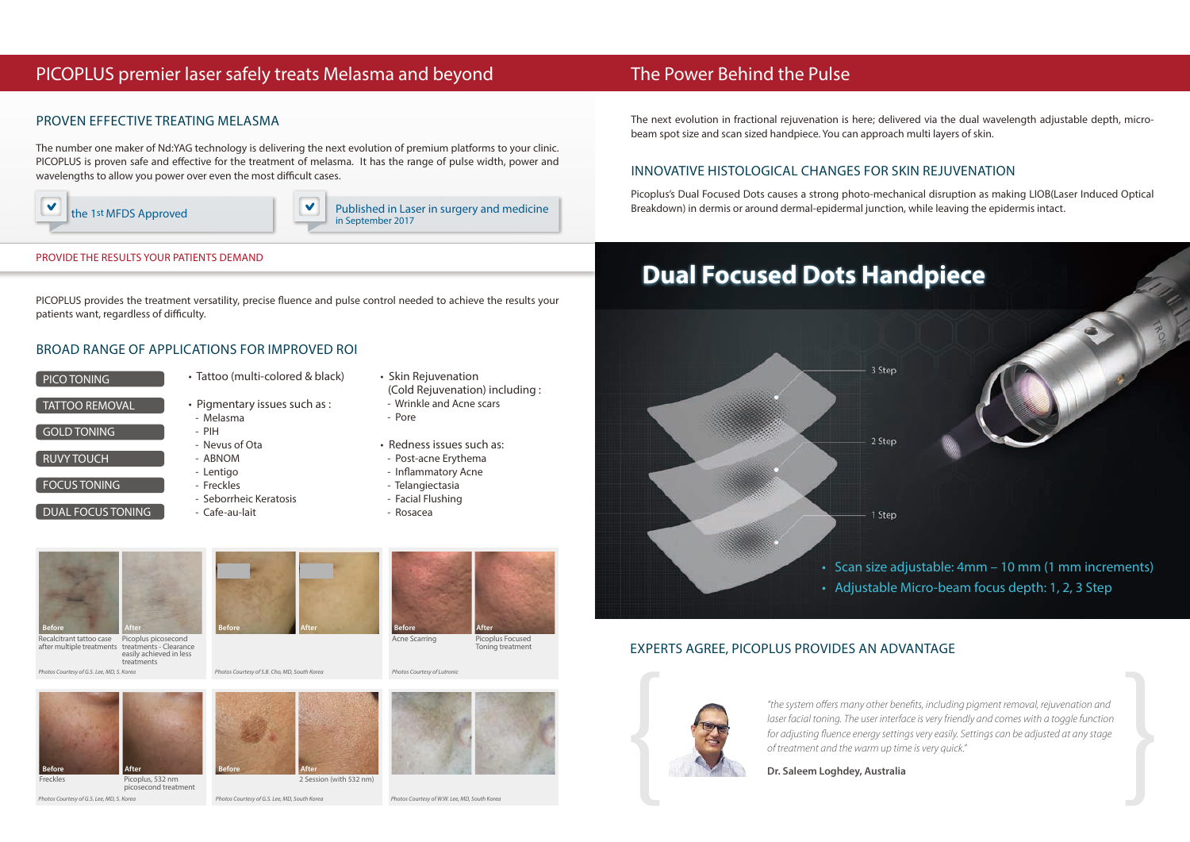# PICOPLUS premier laser safely treats Melasma and beyond

## PROVEN EFFECTIVE TREATING MELASMA

The number one maker of Nd:YAG technology is delivering the next evolution of premium platforms to your clinic. PICOPLUS is proven safe and effective for the treatment of melasma. It has the range of pulse width, power and wavelengths to allow you power over even the most difficult cases.

- the 1st MFDS Approved
- Published in Laser in surgery and medicine in September 2017

## PROVIDE THE RESULTS YOUR PATIENTS DEMAND

PICOPLUS provides the treatment versatility, precise fluence and pulse control needed to achieve the results your patients want, regardless of difficulty.

## BROAD RANGE OF APPLICATIONS FOR IMPROVED ROI

- PICO TONING
- TATTOO REMOVAL
- GOLD TONING
- RUVY TOUCH
- FOCUS TONING
- DUAL FOCUS TONING

- Tattoo (multi-colored & black)
- Pigmentary issues such as :
  - Melasma
  - PIH
  - Nevus of Ota
  - ABNOM
  - Lentigo
  - Freckles
  - Seborrheic Keratosis
  - Cafe-au-lait

- Skin Rejuvenation (Cold Rejuvenation) including :
  - Wrinkle and Acne scars
  - Pore
- Redness issues such as:
  - Post-acne Erythema
  - Inflammatory Acne
  - Telangiectasia
  - Facial Flushing
  - Rosacea

Before / After

Recalcitrant tattoo case after multiple treatments / Picoplus picosecond treatments - Clearance easily achieved in less treatments

Photos Courtesy of G.S. Lee, MD, S. Korea

Before / After

Photos Courtesy of S.B. Cho, MD, South Korea

Before / After

Acne Scarring / Picoplus Focused Toning treatment

Photos Courtesy of Lutronic

Before / After

Freckles / Picoplus, 532 nm picosecond treatment

Photos Courtesy of G.S. Lee, MD, S. Korea

Before / After

2 Session (with 532 nm)

Photos Courtesy of G.S. Lee, MD, South Korea

Photos Courtesy of W.W. Lee, MD, South Korea

# The Power Behind the Pulse

The next evolution in fractional rejuvenation is here; delivered via the dual wavelength adjustable depth, micro-beam spot size and scan sized handpiece. You can approach multi layers of skin.

## INNOVATIVE HISTOLOGICAL CHANGES FOR SKIN REJUVENATION

Picoplus's Dual Focused Dots causes a strong photo-mechanical disruption as making LIOB(Laser Induced Optical Breakdown) in dermis or around dermal-epidermal junction, while leaving the epidermis intact.

## Dual Focused Dots Handpiece

3 Step

2 Step

1 Step

- Scan size adjustable: 4mm – 10 mm (1 mm increments)
- Adjustable Micro-beam focus depth: 1, 2, 3 Step

## EXPERTS AGREE, PICOPLUS PROVIDES AN ADVANTAGE

*"the system offers many other benefits, including pigment removal, rejuvenation and laser facial toning. The user interface is very friendly and comes with a toggle function for adjusting fluence energy settings very easily. Settings can be adjusted at any stage of treatment and the warm up time is very quick."*

**Dr. Saleem Loghdey, Australia**